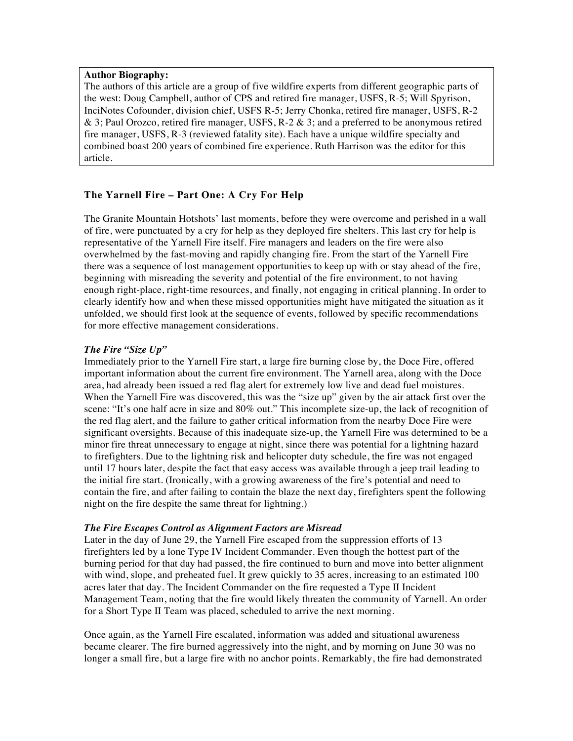**Author Biography:**
The authors of this article are a group of five wildfire experts from different geographic parts of the west: Doug Campbell, author of CPS and retired fire manager, USFS, R-5; Will Spyrison, InciNotes Cofounder, division chief, USFS R-5; Jerry Chonka, retired fire manager, USFS, R-2 & 3; Paul Orozco, retired fire manager, USFS, R-2 & 3; and a preferred to be anonymous retired fire manager, USFS, R-3 (reviewed fatality site). Each have a unique wildfire specialty and combined boast 200 years of combined fire experience. Ruth Harrison was the editor for this article.

## The Yarnell Fire – Part One: A Cry For Help

The Granite Mountain Hotshots' last moments, before they were overcome and perished in a wall of fire, were punctuated by a cry for help as they deployed fire shelters. This last cry for help is representative of the Yarnell Fire itself. Fire managers and leaders on the fire were also overwhelmed by the fast-moving and rapidly changing fire. From the start of the Yarnell Fire there was a sequence of lost management opportunities to keep up with or stay ahead of the fire, beginning with misreading the severity and potential of the fire environment, to not having enough right-place, right-time resources, and finally, not engaging in critical planning. In order to clearly identify how and when these missed opportunities might have mitigated the situation as it unfolded, we should first look at the sequence of events, followed by specific recommendations for more effective management considerations.

### *The Fire "Size Up"*

Immediately prior to the Yarnell Fire start, a large fire burning close by, the Doce Fire, offered important information about the current fire environment. The Yarnell area, along with the Doce area, had already been issued a red flag alert for extremely low live and dead fuel moistures. When the Yarnell Fire was discovered, this was the "size up" given by the air attack first over the scene: "It's one half acre in size and 80% out." This incomplete size-up, the lack of recognition of the red flag alert, and the failure to gather critical information from the nearby Doce Fire were significant oversights. Because of this inadequate size-up, the Yarnell Fire was determined to be a minor fire threat unnecessary to engage at night, since there was potential for a lightning hazard to firefighters. Due to the lightning risk and helicopter duty schedule, the fire was not engaged until 17 hours later, despite the fact that easy access was available through a jeep trail leading to the initial fire start. (Ironically, with a growing awareness of the fire's potential and need to contain the fire, and after failing to contain the blaze the next day, firefighters spent the following night on the fire despite the same threat for lightning.)

### *The Fire Escapes Control as Alignment Factors are Misread*

Later in the day of June 29, the Yarnell Fire escaped from the suppression efforts of 13 firefighters led by a lone Type IV Incident Commander. Even though the hottest part of the burning period for that day had passed, the fire continued to burn and move into better alignment with wind, slope, and preheated fuel. It grew quickly to 35 acres, increasing to an estimated 100 acres later that day. The Incident Commander on the fire requested a Type II Incident Management Team, noting that the fire would likely threaten the community of Yarnell. An order for a Short Type II Team was placed, scheduled to arrive the next morning.

Once again, as the Yarnell Fire escalated, information was added and situational awareness became clearer. The fire burned aggressively into the night, and by morning on June 30 was no longer a small fire, but a large fire with no anchor points. Remarkably, the fire had demonstrated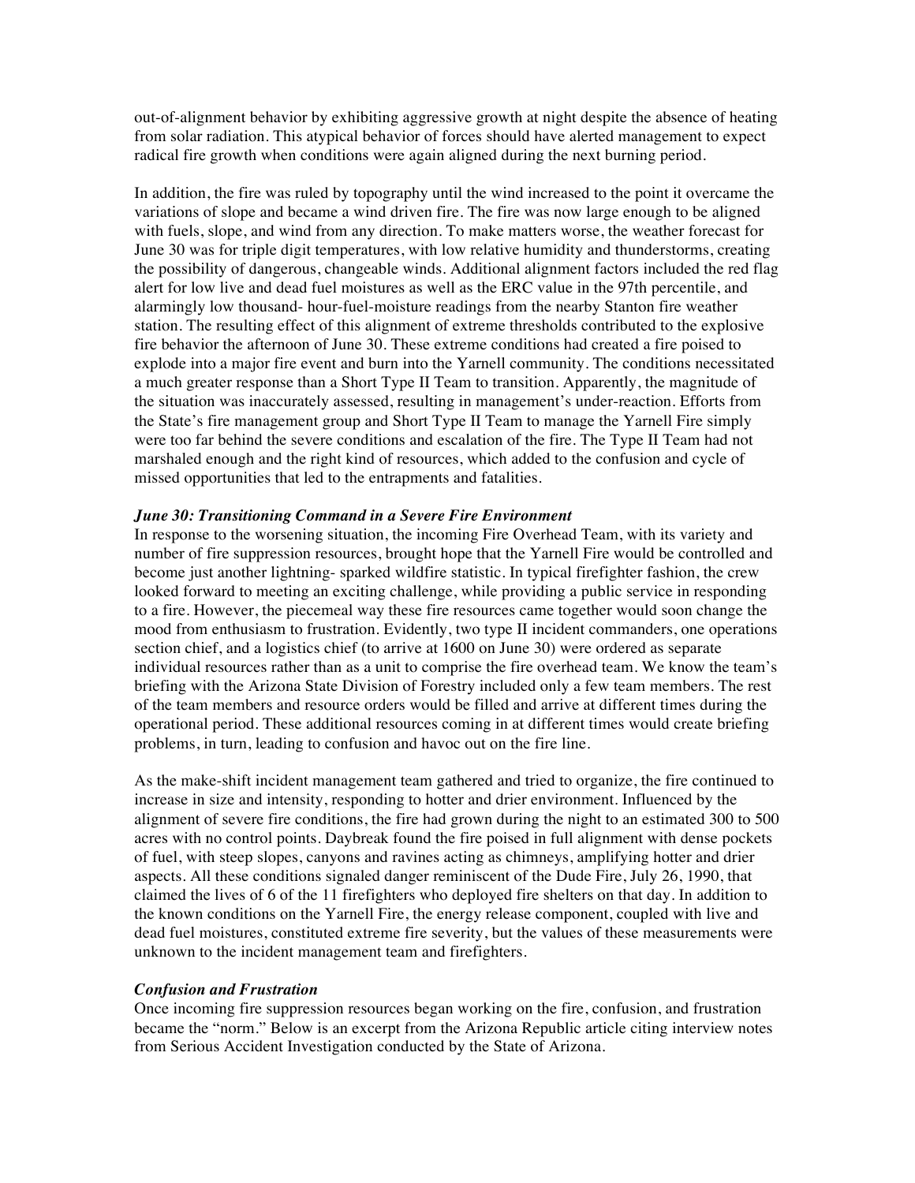out-of-alignment behavior by exhibiting aggressive growth at night despite the absence of heating from solar radiation. This atypical behavior of forces should have alerted management to expect radical fire growth when conditions were again aligned during the next burning period.

In addition, the fire was ruled by topography until the wind increased to the point it overcame the variations of slope and became a wind driven fire. The fire was now large enough to be aligned with fuels, slope, and wind from any direction. To make matters worse, the weather forecast for June 30 was for triple digit temperatures, with low relative humidity and thunderstorms, creating the possibility of dangerous, changeable winds. Additional alignment factors included the red flag alert for low live and dead fuel moistures as well as the ERC value in the 97th percentile, and alarmingly low thousand- hour-fuel-moisture readings from the nearby Stanton fire weather station. The resulting effect of this alignment of extreme thresholds contributed to the explosive fire behavior the afternoon of June 30. These extreme conditions had created a fire poised to explode into a major fire event and burn into the Yarnell community. The conditions necessitated a much greater response than a Short Type II Team to transition. Apparently, the magnitude of the situation was inaccurately assessed, resulting in management's under-reaction. Efforts from the State's fire management group and Short Type II Team to manage the Yarnell Fire simply were too far behind the severe conditions and escalation of the fire. The Type II Team had not marshaled enough and the right kind of resources, which added to the confusion and cycle of missed opportunities that led to the entrapments and fatalities.

### *June 30: Transitioning Command in a Severe Fire Environment*

In response to the worsening situation, the incoming Fire Overhead Team, with its variety and number of fire suppression resources, brought hope that the Yarnell Fire would be controlled and become just another lightning- sparked wildfire statistic. In typical firefighter fashion, the crew looked forward to meeting an exciting challenge, while providing a public service in responding to a fire. However, the piecemeal way these fire resources came together would soon change the mood from enthusiasm to frustration. Evidently, two type II incident commanders, one operations section chief, and a logistics chief (to arrive at 1600 on June 30) were ordered as separate individual resources rather than as a unit to comprise the fire overhead team. We know the team's briefing with the Arizona State Division of Forestry included only a few team members. The rest of the team members and resource orders would be filled and arrive at different times during the operational period. These additional resources coming in at different times would create briefing problems, in turn, leading to confusion and havoc out on the fire line.

As the make-shift incident management team gathered and tried to organize, the fire continued to increase in size and intensity, responding to hotter and drier environment. Influenced by the alignment of severe fire conditions, the fire had grown during the night to an estimated 300 to 500 acres with no control points. Daybreak found the fire poised in full alignment with dense pockets of fuel, with steep slopes, canyons and ravines acting as chimneys, amplifying hotter and drier aspects. All these conditions signaled danger reminiscent of the Dude Fire, July 26, 1990, that claimed the lives of 6 of the 11 firefighters who deployed fire shelters on that day. In addition to the known conditions on the Yarnell Fire, the energy release component, coupled with live and dead fuel moistures, constituted extreme fire severity, but the values of these measurements were unknown to the incident management team and firefighters.

### *Confusion and Frustration*

Once incoming fire suppression resources began working on the fire, confusion, and frustration became the "norm." Below is an excerpt from the Arizona Republic article citing interview notes from Serious Accident Investigation conducted by the State of Arizona.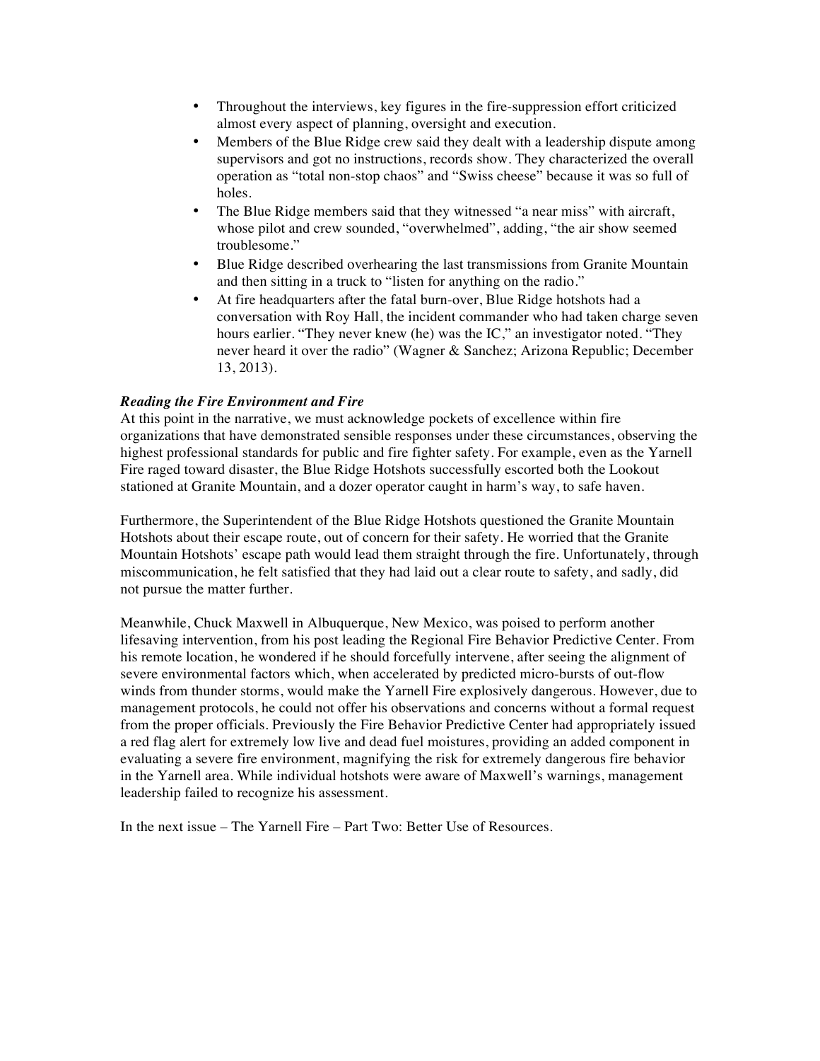- Throughout the interviews, key figures in the fire-suppression effort criticized almost every aspect of planning, oversight and execution.
- Members of the Blue Ridge crew said they dealt with a leadership dispute among supervisors and got no instructions, records show. They characterized the overall operation as "total non-stop chaos" and "Swiss cheese" because it was so full of holes.
- The Blue Ridge members said that they witnessed "a near miss" with aircraft, whose pilot and crew sounded, "overwhelmed", adding, "the air show seemed troublesome."
- Blue Ridge described overhearing the last transmissions from Granite Mountain and then sitting in a truck to "listen for anything on the radio."
- At fire headquarters after the fatal burn-over, Blue Ridge hotshots had a conversation with Roy Hall, the incident commander who had taken charge seven hours earlier. "They never knew (he) was the IC," an investigator noted. "They never heard it over the radio" (Wagner & Sanchez; Arizona Republic; December 13, 2013).

***Reading the Fire Environment and Fire***

At this point in the narrative, we must acknowledge pockets of excellence within fire organizations that have demonstrated sensible responses under these circumstances, observing the highest professional standards for public and fire fighter safety. For example, even as the Yarnell Fire raged toward disaster, the Blue Ridge Hotshots successfully escorted both the Lookout stationed at Granite Mountain, and a dozer operator caught in harm's way, to safe haven.

Furthermore, the Superintendent of the Blue Ridge Hotshots questioned the Granite Mountain Hotshots about their escape route, out of concern for their safety. He worried that the Granite Mountain Hotshots' escape path would lead them straight through the fire. Unfortunately, through miscommunication, he felt satisfied that they had laid out a clear route to safety, and sadly, did not pursue the matter further.

Meanwhile, Chuck Maxwell in Albuquerque, New Mexico, was poised to perform another lifesaving intervention, from his post leading the Regional Fire Behavior Predictive Center. From his remote location, he wondered if he should forcefully intervene, after seeing the alignment of severe environmental factors which, when accelerated by predicted micro-bursts of out-flow winds from thunder storms, would make the Yarnell Fire explosively dangerous. However, due to management protocols, he could not offer his observations and concerns without a formal request from the proper officials. Previously the Fire Behavior Predictive Center had appropriately issued a red flag alert for extremely low live and dead fuel moistures, providing an added component in evaluating a severe fire environment, magnifying the risk for extremely dangerous fire behavior in the Yarnell area. While individual hotshots were aware of Maxwell's warnings, management leadership failed to recognize his assessment.

In the next issue – The Yarnell Fire – Part Two: Better Use of Resources.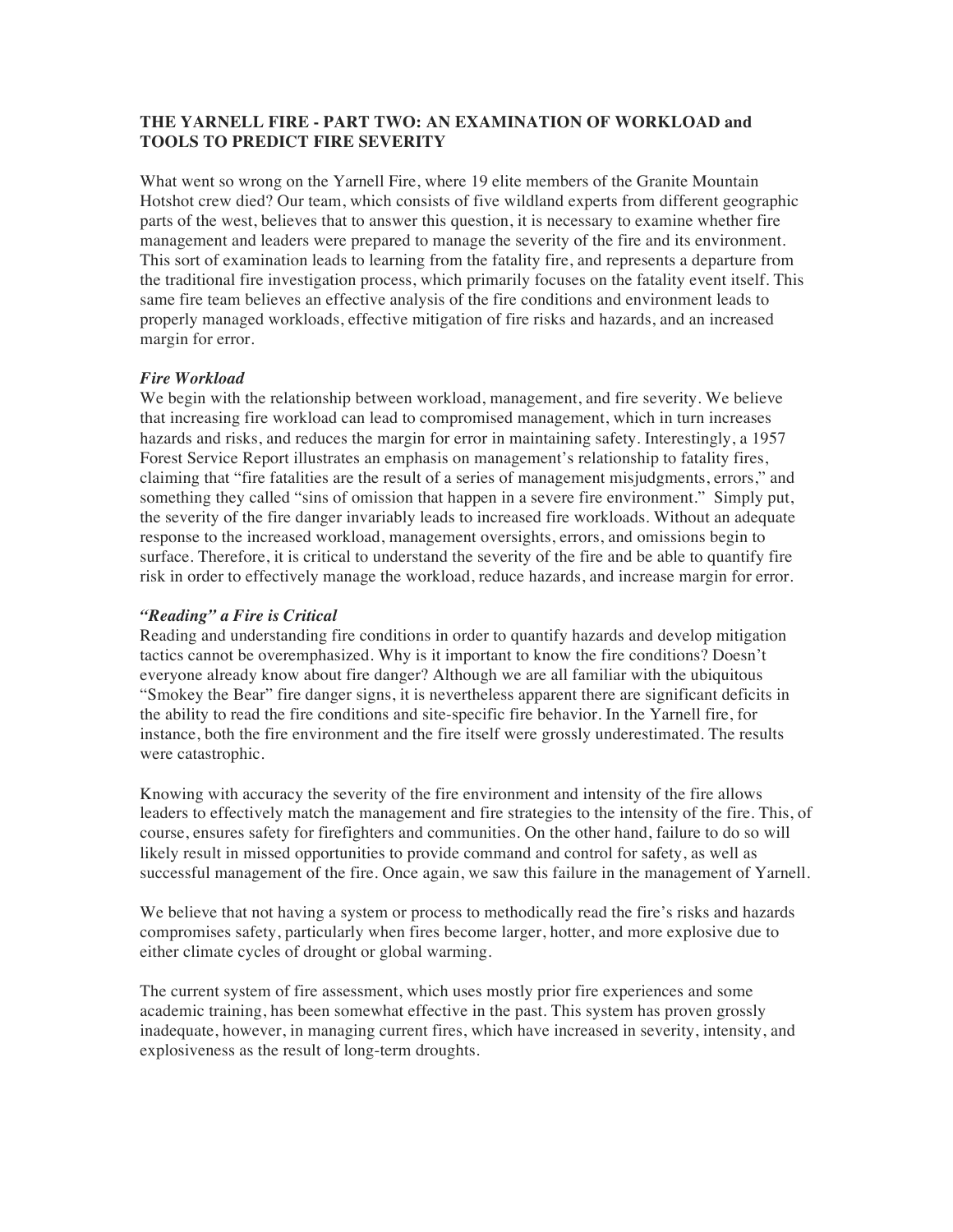**THE YARNELL FIRE - PART TWO: AN EXAMINATION OF WORKLOAD and TOOLS TO PREDICT FIRE SEVERITY**

What went so wrong on the Yarnell Fire, where 19 elite members of the Granite Mountain Hotshot crew died? Our team, which consists of five wildland experts from different geographic parts of the west, believes that to answer this question, it is necessary to examine whether fire management and leaders were prepared to manage the severity of the fire and its environment. This sort of examination leads to learning from the fatality fire, and represents a departure from the traditional fire investigation process, which primarily focuses on the fatality event itself. This same fire team believes an effective analysis of the fire conditions and environment leads to properly managed workloads, effective mitigation of fire risks and hazards, and an increased margin for error.

***Fire Workload***

We begin with the relationship between workload, management, and fire severity. We believe that increasing fire workload can lead to compromised management, which in turn increases hazards and risks, and reduces the margin for error in maintaining safety. Interestingly, a 1957 Forest Service Report illustrates an emphasis on management's relationship to fatality fires, claiming that "fire fatalities are the result of a series of management misjudgments, errors," and something they called "sins of omission that happen in a severe fire environment." Simply put, the severity of the fire danger invariably leads to increased fire workloads. Without an adequate response to the increased workload, management oversights, errors, and omissions begin to surface. Therefore, it is critical to understand the severity of the fire and be able to quantify fire risk in order to effectively manage the workload, reduce hazards, and increase margin for error.

***"Reading" a Fire is Critical***

Reading and understanding fire conditions in order to quantify hazards and develop mitigation tactics cannot be overemphasized. Why is it important to know the fire conditions? Doesn't everyone already know about fire danger? Although we are all familiar with the ubiquitous "Smokey the Bear" fire danger signs, it is nevertheless apparent there are significant deficits in the ability to read the fire conditions and site-specific fire behavior. In the Yarnell fire, for instance, both the fire environment and the fire itself were grossly underestimated. The results were catastrophic.

Knowing with accuracy the severity of the fire environment and intensity of the fire allows leaders to effectively match the management and fire strategies to the intensity of the fire. This, of course, ensures safety for firefighters and communities. On the other hand, failure to do so will likely result in missed opportunities to provide command and control for safety, as well as successful management of the fire. Once again, we saw this failure in the management of Yarnell.

We believe that not having a system or process to methodically read the fire's risks and hazards compromises safety, particularly when fires become larger, hotter, and more explosive due to either climate cycles of drought or global warming.

The current system of fire assessment, which uses mostly prior fire experiences and some academic training, has been somewhat effective in the past. This system has proven grossly inadequate, however, in managing current fires, which have increased in severity, intensity, and explosiveness as the result of long-term droughts.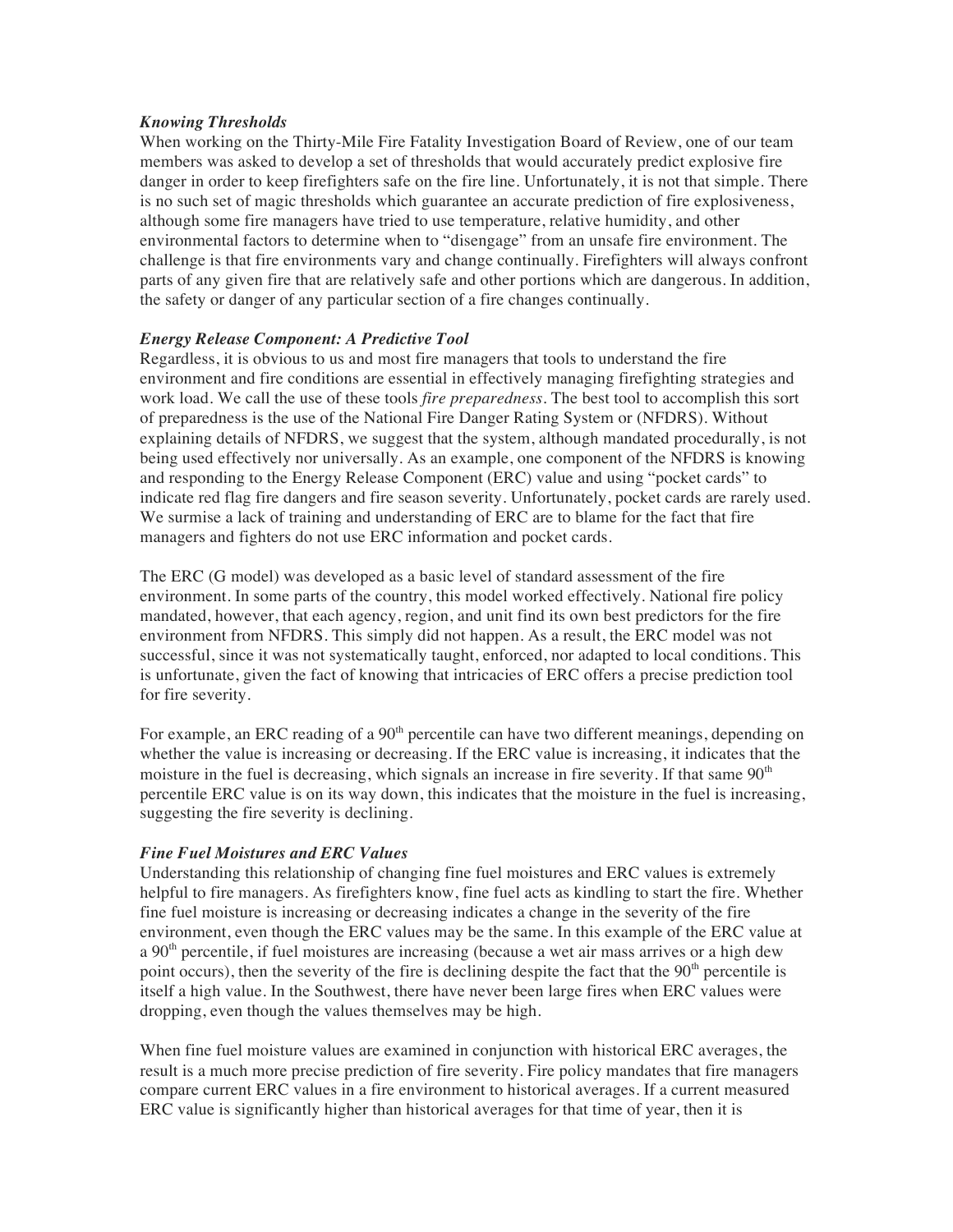***Knowing Thresholds***

When working on the Thirty-Mile Fire Fatality Investigation Board of Review, one of our team members was asked to develop a set of thresholds that would accurately predict explosive fire danger in order to keep firefighters safe on the fire line. Unfortunately, it is not that simple. There is no such set of magic thresholds which guarantee an accurate prediction of fire explosiveness, although some fire managers have tried to use temperature, relative humidity, and other environmental factors to determine when to "disengage" from an unsafe fire environment. The challenge is that fire environments vary and change continually. Firefighters will always confront parts of any given fire that are relatively safe and other portions which are dangerous. In addition, the safety or danger of any particular section of a fire changes continually.

***Energy Release Component: A Predictive Tool***

Regardless, it is obvious to us and most fire managers that tools to understand the fire environment and fire conditions are essential in effectively managing firefighting strategies and work load. We call the use of these tools *fire preparedness*. The best tool to accomplish this sort of preparedness is the use of the National Fire Danger Rating System or (NFDRS). Without explaining details of NFDRS, we suggest that the system, although mandated procedurally, is not being used effectively nor universally. As an example, one component of the NFDRS is knowing and responding to the Energy Release Component (ERC) value and using "pocket cards" to indicate red flag fire dangers and fire season severity. Unfortunately, pocket cards are rarely used. We surmise a lack of training and understanding of ERC are to blame for the fact that fire managers and fighters do not use ERC information and pocket cards.

The ERC (G model) was developed as a basic level of standard assessment of the fire environment. In some parts of the country, this model worked effectively. National fire policy mandated, however, that each agency, region, and unit find its own best predictors for the fire environment from NFDRS. This simply did not happen. As a result, the ERC model was not successful, since it was not systematically taught, enforced, nor adapted to local conditions. This is unfortunate, given the fact of knowing that intricacies of ERC offers a precise prediction tool for fire severity.

For example, an ERC reading of a 90th percentile can have two different meanings, depending on whether the value is increasing or decreasing. If the ERC value is increasing, it indicates that the moisture in the fuel is decreasing, which signals an increase in fire severity. If that same 90th percentile ERC value is on its way down, this indicates that the moisture in the fuel is increasing, suggesting the fire severity is declining.

***Fine Fuel Moistures and ERC Values***

Understanding this relationship of changing fine fuel moistures and ERC values is extremely helpful to fire managers. As firefighters know, fine fuel acts as kindling to start the fire. Whether fine fuel moisture is increasing or decreasing indicates a change in the severity of the fire environment, even though the ERC values may be the same. In this example of the ERC value at a 90th percentile, if fuel moistures are increasing (because a wet air mass arrives or a high dew point occurs), then the severity of the fire is declining despite the fact that the 90th percentile is itself a high value. In the Southwest, there have never been large fires when ERC values were dropping, even though the values themselves may be high.

When fine fuel moisture values are examined in conjunction with historical ERC averages, the result is a much more precise prediction of fire severity. Fire policy mandates that fire managers compare current ERC values in a fire environment to historical averages. If a current measured ERC value is significantly higher than historical averages for that time of year, then it is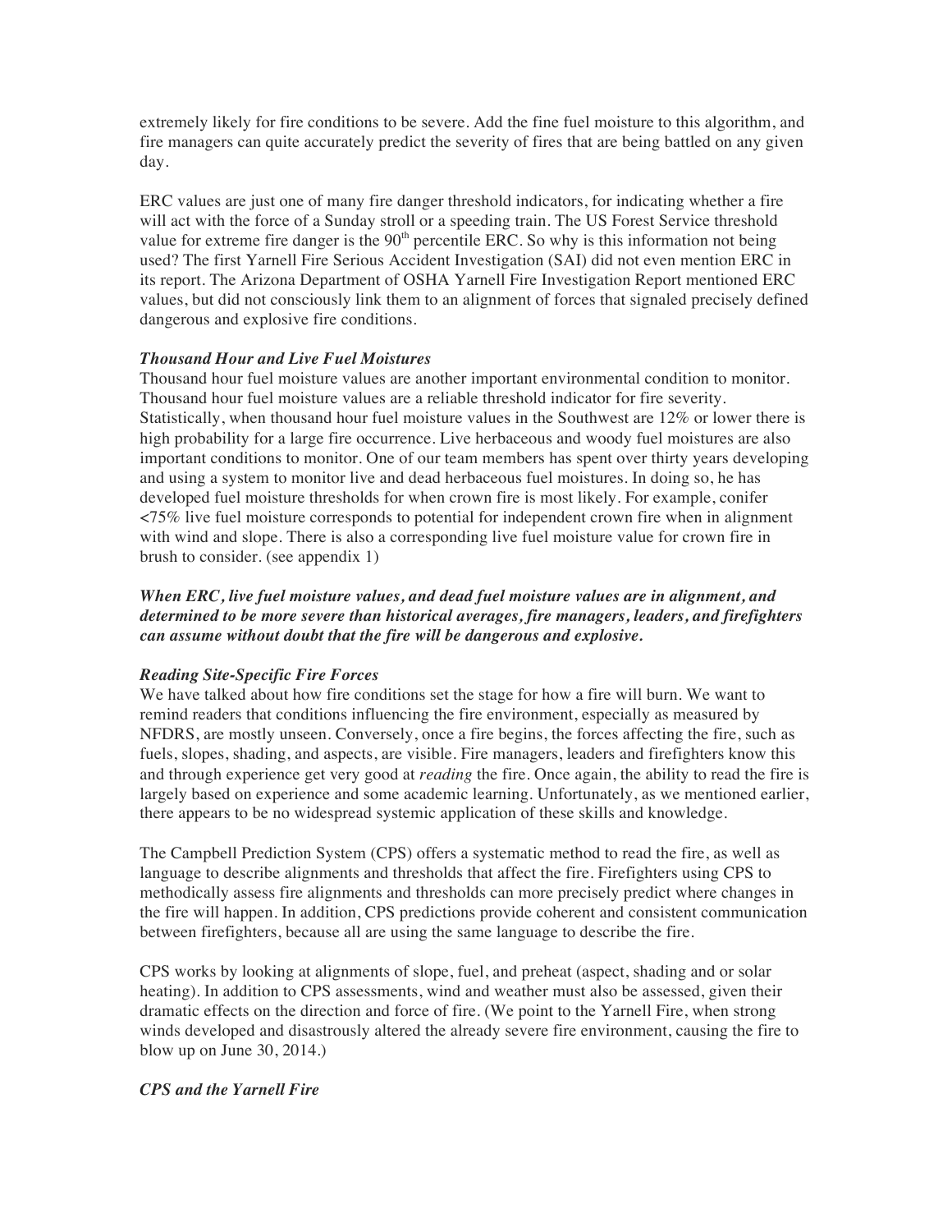extremely likely for fire conditions to be severe. Add the fine fuel moisture to this algorithm, and fire managers can quite accurately predict the severity of fires that are being battled on any given day.

ERC values are just one of many fire danger threshold indicators, for indicating whether a fire will act with the force of a Sunday stroll or a speeding train. The US Forest Service threshold value for extreme fire danger is the 90$^{th}$ percentile ERC. So why is this information not being used? The first Yarnell Fire Serious Accident Investigation (SAI) did not even mention ERC in its report. The Arizona Department of OSHA Yarnell Fire Investigation Report mentioned ERC values, but did not consciously link them to an alignment of forces that signaled precisely defined dangerous and explosive fire conditions.

***Thousand Hour and Live Fuel Moistures***

Thousand hour fuel moisture values are another important environmental condition to monitor. Thousand hour fuel moisture values are a reliable threshold indicator for fire severity. Statistically, when thousand hour fuel moisture values in the Southwest are 12% or lower there is high probability for a large fire occurrence. Live herbaceous and woody fuel moistures are also important conditions to monitor. One of our team members has spent over thirty years developing and using a system to monitor live and dead herbaceous fuel moistures. In doing so, he has developed fuel moisture thresholds for when crown fire is most likely. For example, conifer <75% live fuel moisture corresponds to potential for independent crown fire when in alignment with wind and slope. There is also a corresponding live fuel moisture value for crown fire in brush to consider. (see appendix 1)

***When ERC, live fuel moisture values, and dead fuel moisture values are in alignment, and determined to be more severe than historical averages, fire managers, leaders, and firefighters can assume without doubt that the fire will be dangerous and explosive.***

***Reading Site-Specific Fire Forces***

We have talked about how fire conditions set the stage for how a fire will burn. We want to remind readers that conditions influencing the fire environment, especially as measured by NFDRS, are mostly unseen. Conversely, once a fire begins, the forces affecting the fire, such as fuels, slopes, shading, and aspects, are visible. Fire managers, leaders and firefighters know this and through experience get very good at *reading* the fire. Once again, the ability to read the fire is largely based on experience and some academic learning. Unfortunately, as we mentioned earlier, there appears to be no widespread systemic application of these skills and knowledge.

The Campbell Prediction System (CPS) offers a systematic method to read the fire, as well as language to describe alignments and thresholds that affect the fire. Firefighters using CPS to methodically assess fire alignments and thresholds can more precisely predict where changes in the fire will happen. In addition, CPS predictions provide coherent and consistent communication between firefighters, because all are using the same language to describe the fire.

CPS works by looking at alignments of slope, fuel, and preheat (aspect, shading and or solar heating). In addition to CPS assessments, wind and weather must also be assessed, given their dramatic effects on the direction and force of fire. (We point to the Yarnell Fire, when strong winds developed and disastrously altered the already severe fire environment, causing the fire to blow up on June 30, 2014.)

***CPS and the Yarnell Fire***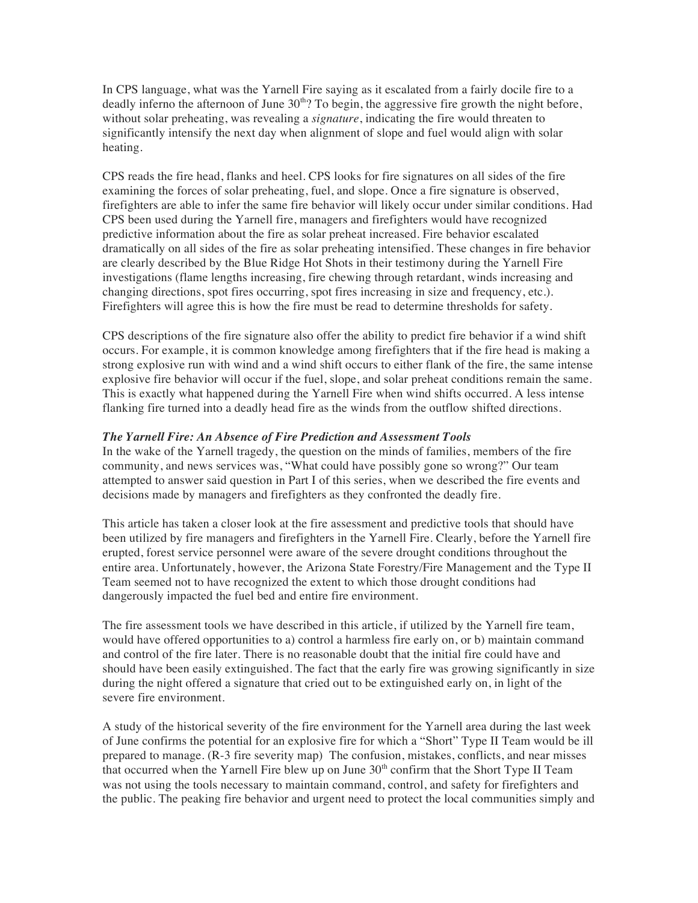In CPS language, what was the Yarnell Fire saying as it escalated from a fairly docile fire to a deadly inferno the afternoon of June 30th? To begin, the aggressive fire growth the night before, without solar preheating, was revealing a *signature*, indicating the fire would threaten to significantly intensify the next day when alignment of slope and fuel would align with solar heating.

CPS reads the fire head, flanks and heel. CPS looks for fire signatures on all sides of the fire examining the forces of solar preheating, fuel, and slope. Once a fire signature is observed, firefighters are able to infer the same fire behavior will likely occur under similar conditions. Had CPS been used during the Yarnell fire, managers and firefighters would have recognized predictive information about the fire as solar preheat increased. Fire behavior escalated dramatically on all sides of the fire as solar preheating intensified. These changes in fire behavior are clearly described by the Blue Ridge Hot Shots in their testimony during the Yarnell Fire investigations (flame lengths increasing, fire chewing through retardant, winds increasing and changing directions, spot fires occurring, spot fires increasing in size and frequency, etc.). Firefighters will agree this is how the fire must be read to determine thresholds for safety.

CPS descriptions of the fire signature also offer the ability to predict fire behavior if a wind shift occurs. For example, it is common knowledge among firefighters that if the fire head is making a strong explosive run with wind and a wind shift occurs to either flank of the fire, the same intense explosive fire behavior will occur if the fuel, slope, and solar preheat conditions remain the same. This is exactly what happened during the Yarnell Fire when wind shifts occurred. A less intense flanking fire turned into a deadly head fire as the winds from the outflow shifted directions.

***The Yarnell Fire: An Absence of Fire Prediction and Assessment Tools***

In the wake of the Yarnell tragedy, the question on the minds of families, members of the fire community, and news services was, "What could have possibly gone so wrong?" Our team attempted to answer said question in Part I of this series, when we described the fire events and decisions made by managers and firefighters as they confronted the deadly fire.

This article has taken a closer look at the fire assessment and predictive tools that should have been utilized by fire managers and firefighters in the Yarnell Fire. Clearly, before the Yarnell fire erupted, forest service personnel were aware of the severe drought conditions throughout the entire area. Unfortunately, however, the Arizona State Forestry/Fire Management and the Type II Team seemed not to have recognized the extent to which those drought conditions had dangerously impacted the fuel bed and entire fire environment.

The fire assessment tools we have described in this article, if utilized by the Yarnell fire team, would have offered opportunities to a) control a harmless fire early on, or b) maintain command and control of the fire later. There is no reasonable doubt that the initial fire could have and should have been easily extinguished. The fact that the early fire was growing significantly in size during the night offered a signature that cried out to be extinguished early on, in light of the severe fire environment.

A study of the historical severity of the fire environment for the Yarnell area during the last week of June confirms the potential for an explosive fire for which a "Short" Type II Team would be ill prepared to manage. (R-3 fire severity map) The confusion, mistakes, conflicts, and near misses that occurred when the Yarnell Fire blew up on June 30th confirm that the Short Type II Team was not using the tools necessary to maintain command, control, and safety for firefighters and the public. The peaking fire behavior and urgent need to protect the local communities simply and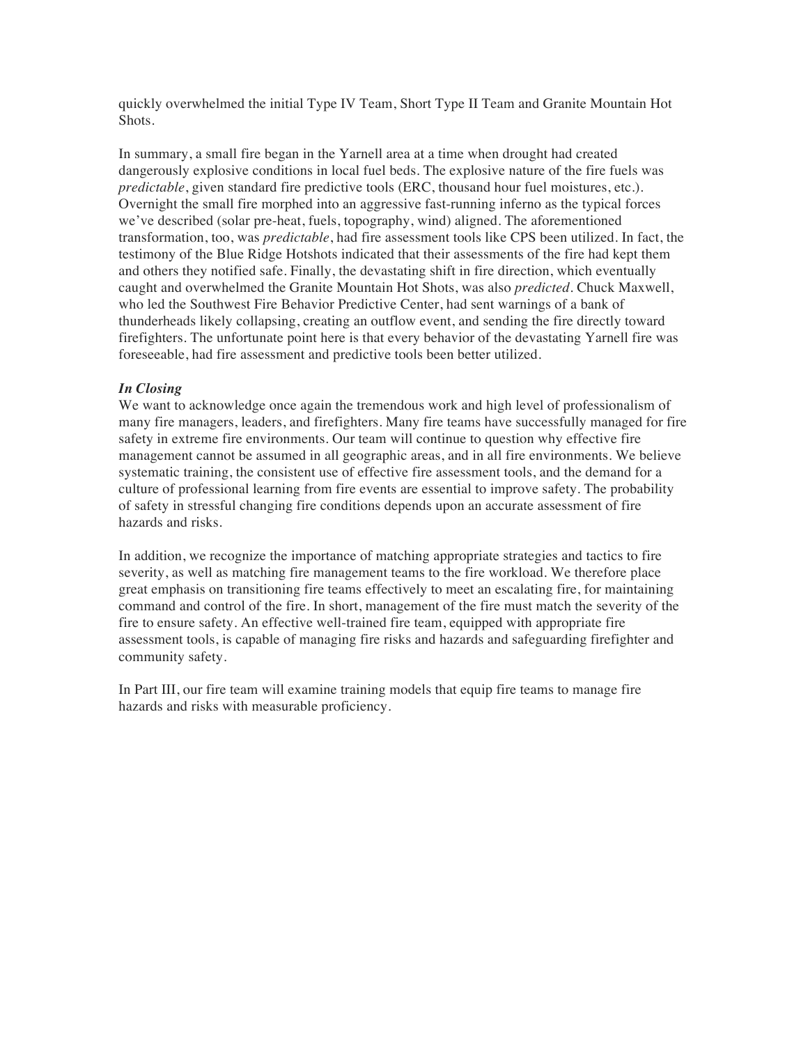quickly overwhelmed the initial Type IV Team, Short Type II Team and Granite Mountain Hot Shots.

In summary, a small fire began in the Yarnell area at a time when drought had created dangerously explosive conditions in local fuel beds. The explosive nature of the fire fuels was *predictable*, given standard fire predictive tools (ERC, thousand hour fuel moistures, etc.). Overnight the small fire morphed into an aggressive fast-running inferno as the typical forces we've described (solar pre-heat, fuels, topography, wind) aligned. The aforementioned transformation, too, was *predictable*, had fire assessment tools like CPS been utilized. In fact, the testimony of the Blue Ridge Hotshots indicated that their assessments of the fire had kept them and others they notified safe. Finally, the devastating shift in fire direction, which eventually caught and overwhelmed the Granite Mountain Hot Shots, was also *predicted*. Chuck Maxwell, who led the Southwest Fire Behavior Predictive Center, had sent warnings of a bank of thunderheads likely collapsing, creating an outflow event, and sending the fire directly toward firefighters. The unfortunate point here is that every behavior of the devastating Yarnell fire was foreseeable, had fire assessment and predictive tools been better utilized.

### *In Closing*

We want to acknowledge once again the tremendous work and high level of professionalism of many fire managers, leaders, and firefighters. Many fire teams have successfully managed for fire safety in extreme fire environments. Our team will continue to question why effective fire management cannot be assumed in all geographic areas, and in all fire environments. We believe systematic training, the consistent use of effective fire assessment tools, and the demand for a culture of professional learning from fire events are essential to improve safety. The probability of safety in stressful changing fire conditions depends upon an accurate assessment of fire hazards and risks.

In addition, we recognize the importance of matching appropriate strategies and tactics to fire severity, as well as matching fire management teams to the fire workload. We therefore place great emphasis on transitioning fire teams effectively to meet an escalating fire, for maintaining command and control of the fire. In short, management of the fire must match the severity of the fire to ensure safety. An effective well-trained fire team, equipped with appropriate fire assessment tools, is capable of managing fire risks and hazards and safeguarding firefighter and community safety.

In Part III, our fire team will examine training models that equip fire teams to manage fire hazards and risks with measurable proficiency.